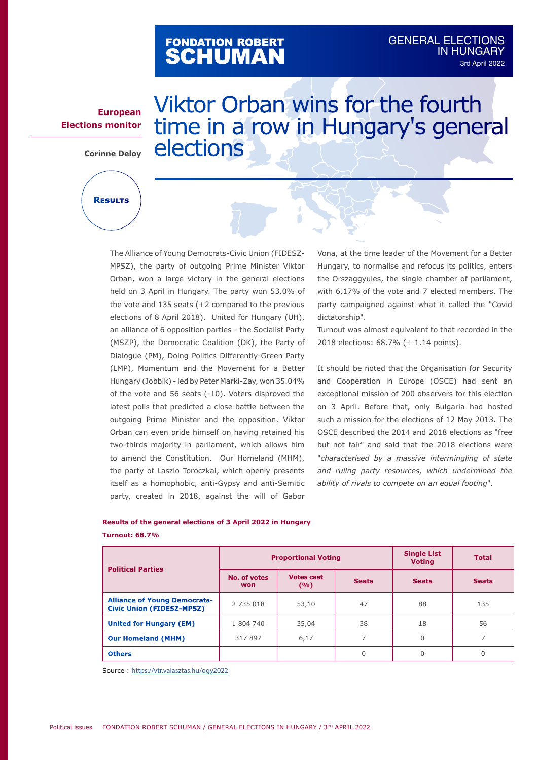FONDATION ROBERT SCHUMAN

GENERAL ELECTIONS IN HUNGARY
3rd April 2022

**European Elections monitor**

**Corinne Deloy**

# Viktor Orban wins for the fourth time in a row in Hungary's general elections

**Results**

The Alliance of Young Democrats-Civic Union (FIDESZ-MPSZ), the party of outgoing Prime Minister Viktor Orban, won a large victory in the general elections held on 3 April in Hungary. The party won 53.0% of the vote and 135 seats (+2 compared to the previous elections of 8 April 2018). United for Hungary (UH), an alliance of 6 opposition parties - the Socialist Party (MSZP), the Democratic Coalition (DK), the Party of Dialogue (PM), Doing Politics Differently-Green Party (LMP), Momentum and the Movement for a Better Hungary (Jobbik) - led by Peter Marki-Zay, won 35.04% of the vote and 56 seats (-10). Voters disproved the latest polls that predicted a close battle between the outgoing Prime Minister and the opposition. Viktor Orban can even pride himself on having retained his two-thirds majority in parliament, which allows him to amend the Constitution. Our Homeland (MHM), the party of Laszlo Toroczkai, which openly presents itself as a homophobic, anti-Gypsy and anti-Semitic party, created in 2018, against the will of Gabor Vona, at the time leader of the Movement for a Better Hungary, to normalise and refocus its politics, enters the Orszaggyules, the single chamber of parliament, with 6.17% of the vote and 7 elected members. The party campaigned against what it called the "Covid dictatorship".

Turnout was almost equivalent to that recorded in the 2018 elections: 68.7% (+ 1.14 points).

It should be noted that the Organisation for Security and Cooperation in Europe (OSCE) had sent an exceptional mission of 200 observers for this election on 3 April. Before that, only Bulgaria had hosted such a mission for the elections of 12 May 2013. The OSCE described the 2014 and 2018 elections as "free but not fair" and said that the 2018 elections were "*characterised by a massive intermingling of state and ruling party resources, which undermined the ability of rivals to compete on an equal footing*".

**Results of the general elections of 3 April 2022 in Hungary**

**Turnout: 68.7%**

| Political Parties | Proportional Voting | | | Single List Voting | Total |
|---|---|---|---|---|---|
| | No. of votes won | Votes cast (%) | Seats | Seats | Seats |
| Alliance of Young Democrats-Civic Union (FIDESZ-MPSZ) | 2 735 018 | 53,10 | 47 | 88 | 135 |
| United for Hungary (EM) | 1 804 740 | 35,04 | 38 | 18 | 56 |
| Our Homeland (MHM) | 317 897 | 6,17 | 7 | 0 | 7 |
| Others | | | 0 | 0 | 0 |

Source : https://vtr.valasztas.hu/ogy2022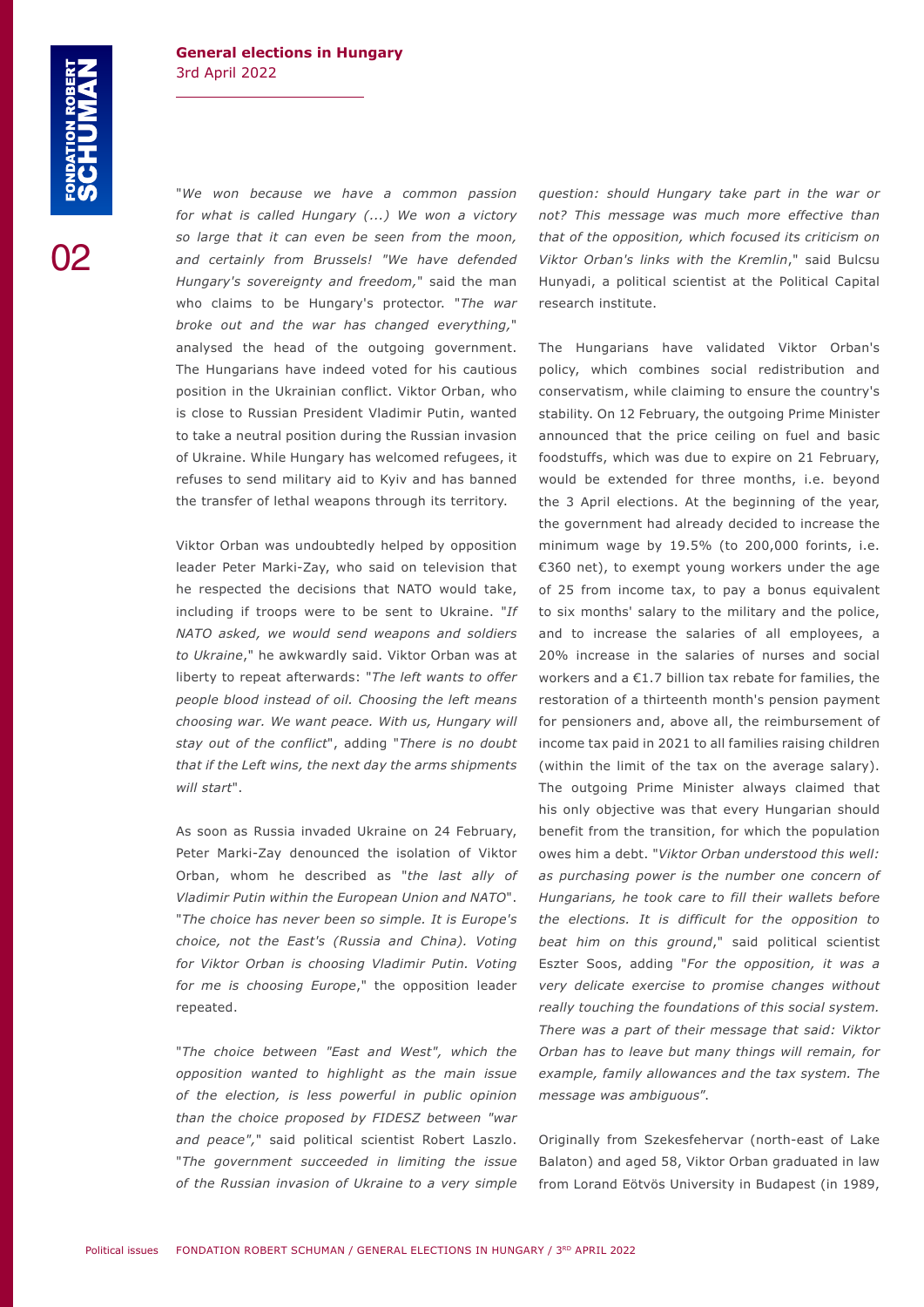"*We won because we have a common passion for what is called Hungary (...) We won a victory so large that it can even be seen from the moon, and certainly from Brussels! "We have defended Hungary's sovereignty and freedom,*" said the man who claims to be Hungary's protector. "*The war broke out and the war has changed everything,*" analysed the head of the outgoing government. The Hungarians have indeed voted for his cautious position in the Ukrainian conflict. Viktor Orban, who is close to Russian President Vladimir Putin, wanted to take a neutral position during the Russian invasion of Ukraine. While Hungary has welcomed refugees, it refuses to send military aid to Kyiv and has banned the transfer of lethal weapons through its territory.

Viktor Orban was undoubtedly helped by opposition leader Peter Marki-Zay, who said on television that he respected the decisions that NATO would take, including if troops were to be sent to Ukraine. "*If NATO asked, we would send weapons and soldiers to Ukraine*," he awkwardly said. Viktor Orban was at liberty to repeat afterwards: "*The left wants to offer people blood instead of oil. Choosing the left means choosing war. We want peace. With us, Hungary will stay out of the conflict*", adding "*There is no doubt that if the Left wins, the next day the arms shipments will start*".

As soon as Russia invaded Ukraine on 24 February, Peter Marki-Zay denounced the isolation of Viktor Orban, whom he described as "*the last ally of Vladimir Putin within the European Union and NATO*". "*The choice has never been so simple. It is Europe's choice, not the East's (Russia and China). Voting for Viktor Orban is choosing Vladimir Putin. Voting for me is choosing Europe*," the opposition leader repeated.

"*The choice between "East and West", which the opposition wanted to highlight as the main issue of the election, is less powerful in public opinion than the choice proposed by FIDESZ between "war and peace"*," said political scientist Robert Laszlo. "*The government succeeded in limiting the issue of the Russian invasion of Ukraine to a very simple question: should Hungary take part in the war or not? This message was much more effective than that of the opposition, which focused its criticism on Viktor Orban's links with the Kremlin*," said Bulcsu Hunyadi, a political scientist at the Political Capital research institute.

The Hungarians have validated Viktor Orban's policy, which combines social redistribution and conservatism, while claiming to ensure the country's stability. On 12 February, the outgoing Prime Minister announced that the price ceiling on fuel and basic foodstuffs, which was due to expire on 21 February, would be extended for three months, i.e. beyond the 3 April elections. At the beginning of the year, the government had already decided to increase the minimum wage by 19.5% (to 200,000 forints, i.e. €360 net), to exempt young workers under the age of 25 from income tax, to pay a bonus equivalent to six months' salary to the military and the police, and to increase the salaries of all employees, a 20% increase in the salaries of nurses and social workers and a €1.7 billion tax rebate for families, the restoration of a thirteenth month's pension payment for pensioners and, above all, the reimbursement of income tax paid in 2021 to all families raising children (within the limit of the tax on the average salary). The outgoing Prime Minister always claimed that his only objective was that every Hungarian should benefit from the transition, for which the population owes him a debt. "*Viktor Orban understood this well: as purchasing power is the number one concern of Hungarians, he took care to fill their wallets before the elections. It is difficult for the opposition to beat him on this ground*," said political scientist Eszter Soos, adding "*For the opposition, it was a very delicate exercise to promise changes without really touching the foundations of this social system. There was a part of their message that said: Viktor Orban has to leave but many things will remain, for example, family allowances and the tax system. The message was ambiguous*".

Originally from Szekesfehervar (north-east of Lake Balaton) and aged 58, Viktor Orban graduated in law from Lorand Eötvös University in Budapest (in 1989,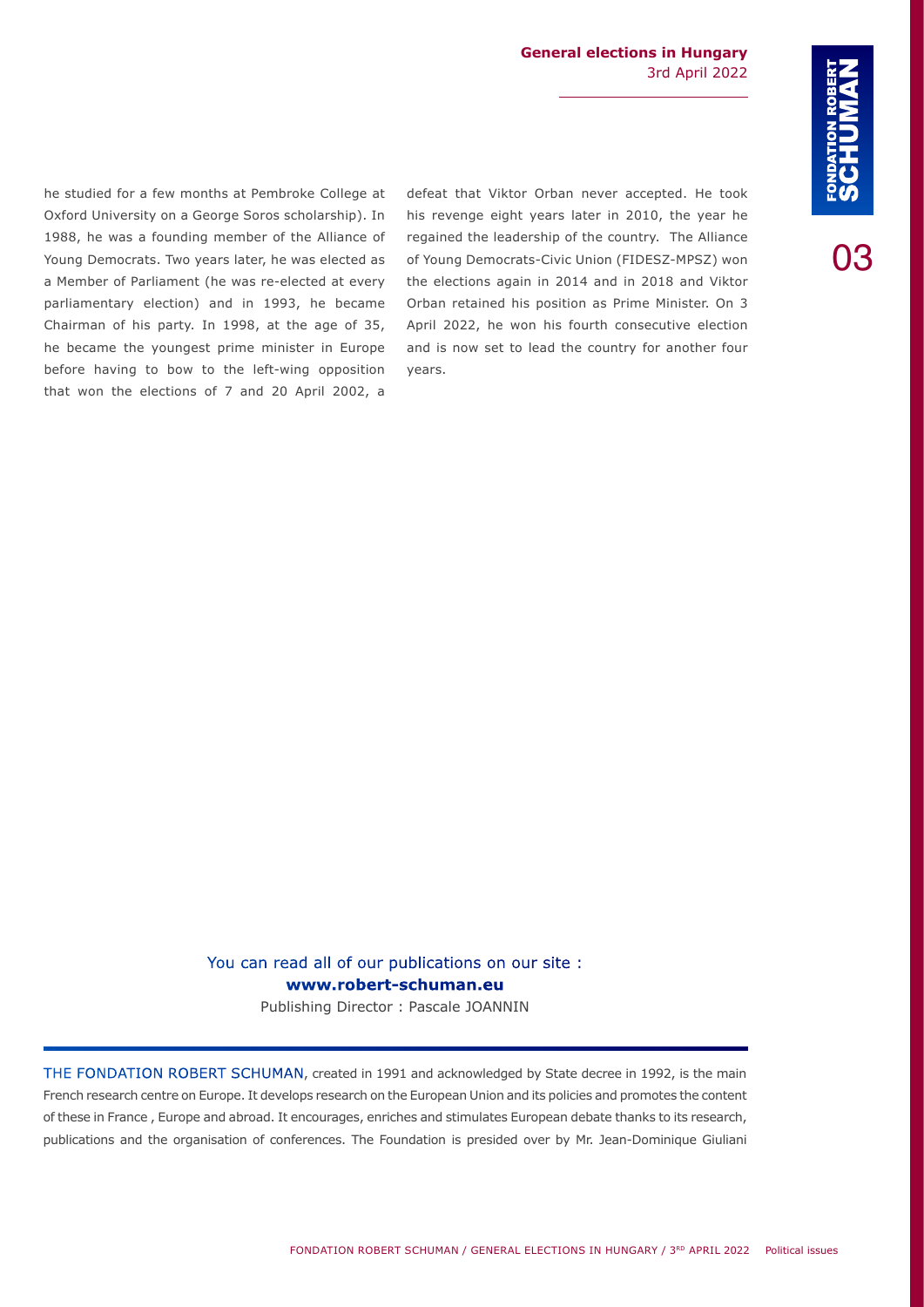he studied for a few months at Pembroke College at Oxford University on a George Soros scholarship). In 1988, he was a founding member of the Alliance of Young Democrats. Two years later, he was elected as a Member of Parliament (he was re-elected at every parliamentary election) and in 1993, he became Chairman of his party. In 1998, at the age of 35, he became the youngest prime minister in Europe before having to bow to the left-wing opposition that won the elections of 7 and 20 April 2002, a defeat that Viktor Orban never accepted. He took his revenge eight years later in 2010, the year he regained the leadership of the country. The Alliance of Young Democrats-Civic Union (FIDESZ-MPSZ) won the elections again in 2014 and in 2018 and Viktor Orban retained his position as Prime Minister. On 3 April 2022, he won his fourth consecutive election and is now set to lead the country for another four years.

You can read all of our publications on our site :
**www.robert-schuman.eu**
Publishing Director : Pascale JOANNIN

THE FONDATION ROBERT SCHUMAN, created in 1991 and acknowledged by State decree in 1992, is the main French research centre on Europe. It develops research on the European Union and its policies and promotes the content of these in France , Europe and abroad. It encourages, enriches and stimulates European debate thanks to its research, publications and the organisation of conferences. The Foundation is presided over by Mr. Jean-Dominique Giuliani